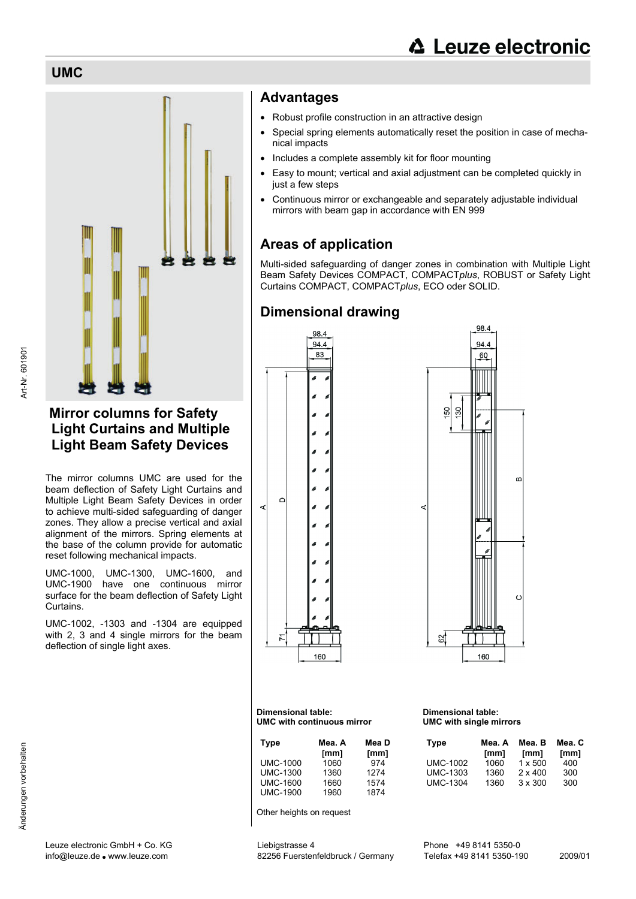# UMC

## Mirror columns for Safety Light Curtains and Multiple Light Beam Safety Devices

The mirror columns UMC are used for the beam deflection of Safety Light Curtains and Multiple Light Beam Safety Devices in order to achieve multi-sided safeguarding of danger zones. They allow a precise vertical and axial alignment of the mirrors. Spring elements at the base of the column provide for automatic reset following mechanical impacts.

UMC-1000, UMC-1300, UMC-1600, and UMC-1900 have one continuous mirror surface for the beam deflection of Safety Light Curtains.

UMC-1002, -1303 and -1304 are equipped with 2, 3 and 4 single mirrors for the beam deflection of single light axes.

## Advantages

- Robust profile construction in an attractive design
- Special spring elements automatically reset the position in case of mechanical impacts
- Includes a complete assembly kit for floor mounting
- Easy to mount; vertical and axial adjustment can be completed quickly in just a few steps
- Continuous mirror or exchangeable and separately adjustable individual mirrors with beam gap in accordance with EN 999

## Areas of application

Multi-sided safeguarding of danger zones in combination with Multiple Light Beam Safety Devices COMPACT, COMPACT*plus*, ROBUST or Safety Light Curtains COMPACT, COMPACT*plus*, ECO oder SOLID.

## Dimensional drawing

**Dimensional table: UMC with continuous mirror**

| Type | Mea. A [mm] | Mea D [mm] |
|---|---|---|
| UMC-1000 | 1060 | 974 |
| UMC-1300 | 1360 | 1274 |
| UMC-1600 | 1660 | 1574 |
| UMC-1900 | 1960 | 1874 |

Other heights on request

**Dimensional table: UMC with single mirrors**

| Type | Mea. A [mm] | Mea. B [mm] | Mea. C [mm] |
|---|---|---|---|
| UMC-1002 | 1060 | 1 x 500 | 400 |
| UMC-1303 | 1360 | 2 x 400 | 300 |
| UMC-1304 | 1360 | 3 x 300 | 300 |

Leuze electronic GmbH + Co. KG
info@leuze.de • www.leuze.com
Liebigstrasse 4
82256 Fuerstenfeldbruck / Germany
Phone +49 8141 5350-0
Telefax +49 8141 5350-190
2009/01

Art-Nr. 601901

Änderungen vorbehalten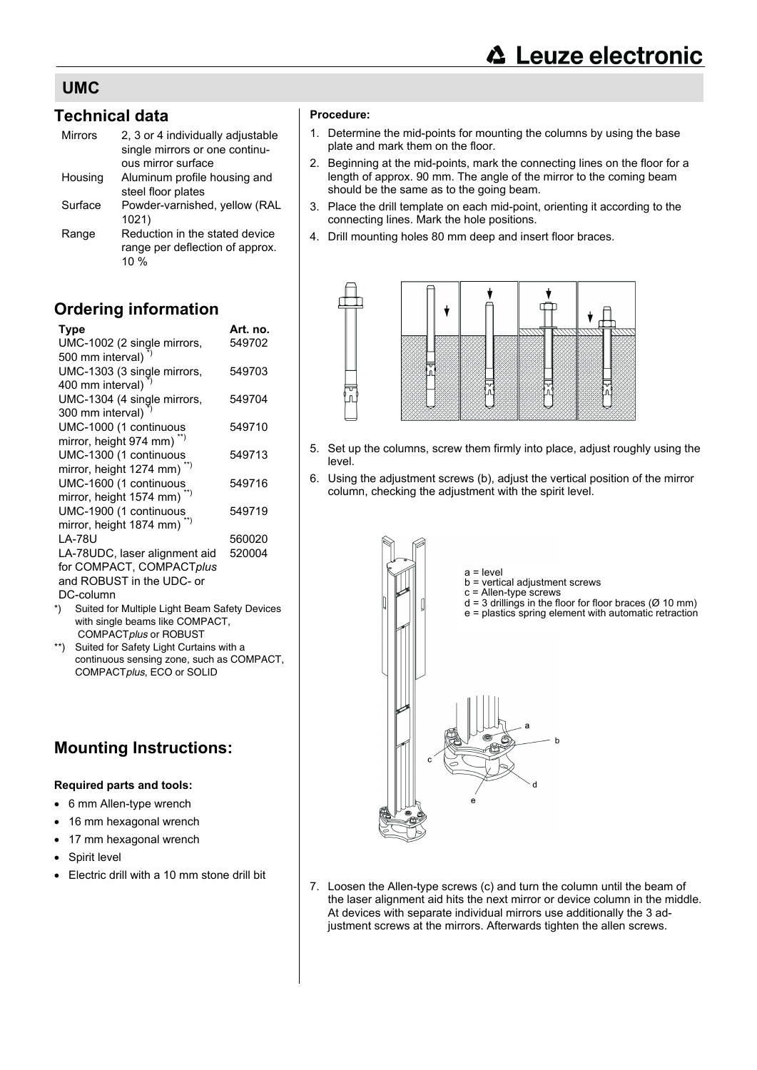## UMC

## Technical data

| | |
|---|---|
| Mirrors | 2, 3 or 4 individually adjustable single mirrors or one continuous mirror surface |
| Housing | Aluminum profile housing and steel floor plates |
| Surface | Powder-varnished, yellow (RAL 1021) |
| Range | Reduction in the stated device range per deflection of approx. 10 % |

## Ordering information

| Type | Art. no. |
|---|---|
| UMC-1002 (2 single mirrors, 500 mm interval) *) | 549702 |
| UMC-1303 (3 single mirrors, 400 mm interval) *) | 549703 |
| UMC-1304 (4 single mirrors, 300 mm interval) *) | 549704 |
| UMC-1000 (1 continuous mirror, height 974 mm) **) | 549710 |
| UMC-1300 (1 continuous mirror, height 1274 mm) **) | 549713 |
| UMC-1600 (1 continuous mirror, height 1574 mm) **) | 549716 |
| UMC-1900 (1 continuous mirror, height 1874 mm) **) | 549719 |
| LA-78U | 560020 |
| LA-78UDC, laser alignment aid for COMPACT, COMPACT*plus* and ROBUST in the UDC- or DC-column | 520004 |

*) Suited for Multiple Light Beam Safety Devices with single beams like COMPACT, COMPACT*plus* or ROBUST

**) Suited for Safety Light Curtains with a continuous sensing zone, such as COMPACT, COMPACT*plus*, ECO or SOLID

## Mounting Instructions:

**Required parts and tools:**

- 6 mm Allen-type wrench
- 16 mm hexagonal wrench
- 17 mm hexagonal wrench
- Spirit level
- Electric drill with a 10 mm stone drill bit

**Procedure:**

1. Determine the mid-points for mounting the columns by using the base plate and mark them on the floor.
2. Beginning at the mid-points, mark the connecting lines on the floor for a length of approx. 90 mm. The angle of the mirror to the coming beam should be the same as to the going beam.
3. Place the drill template on each mid-point, orienting it according to the connecting lines. Mark the hole positions.
4. Drill mounting holes 80 mm deep and insert floor braces.
5. Set up the columns, screw them firmly into place, adjust roughly using the level.
6. Using the adjustment screws (b), adjust the vertical position of the mirror column, checking the adjustment with the spirit level.

a = level
b = vertical adjustment screws
c = Allen-type screws
d = 3 drillings in the floor for floor braces (Ø 10 mm)
e = plastics spring element with automatic retraction

7. Loosen the Allen-type screws (c) and turn the column until the beam of the laser alignment aid hits the next mirror or device column in the middle. At devices with separate individual mirrors use additionally the 3 adjustment screws at the mirrors. Afterwards tighten the allen screws.